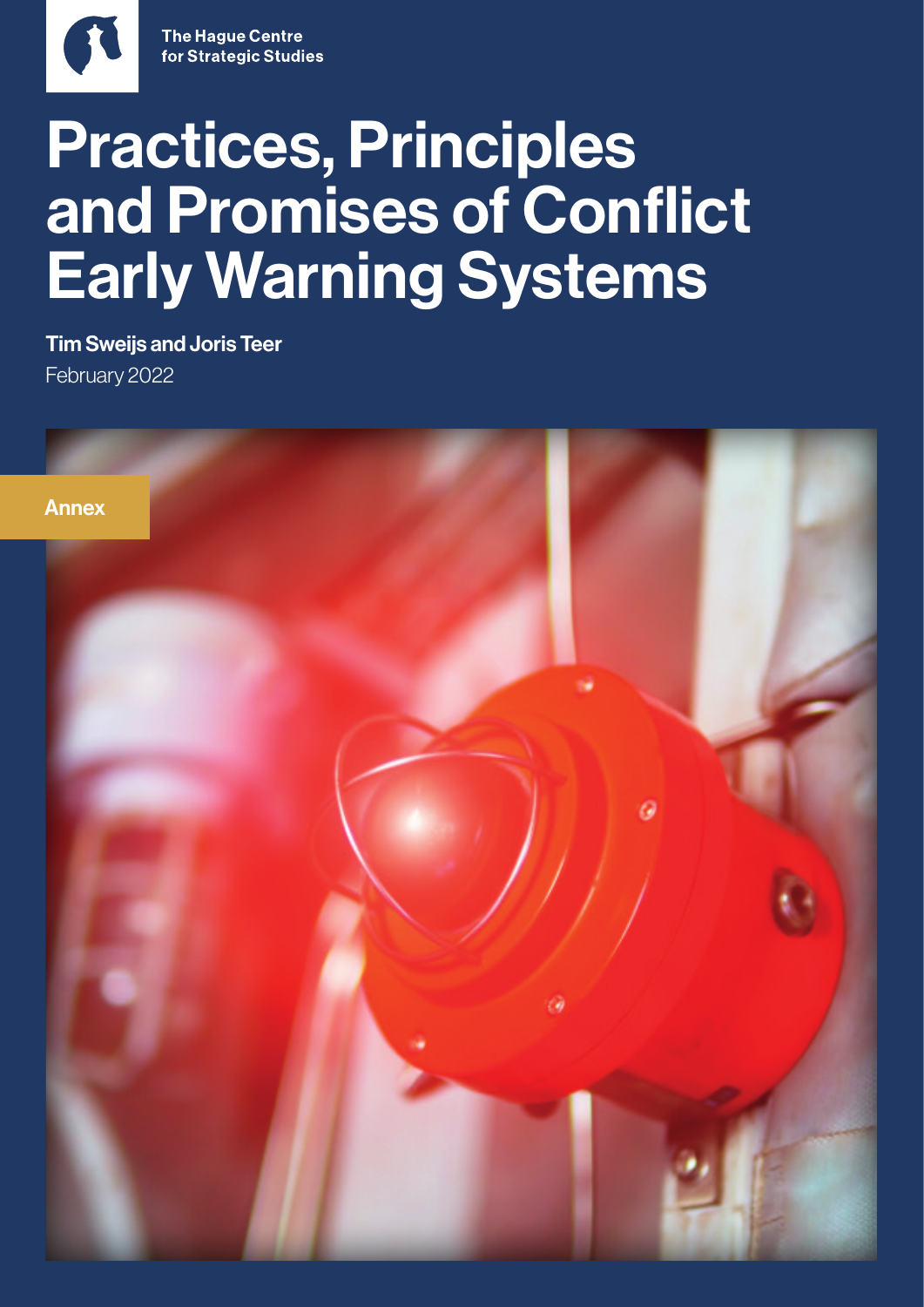The Hague Centre for Strategic Studies

# Practices, Principles and Promises of Conflict Early Warning Systems

**Tim Sweijs and Joris Teer**

February 2022

**Annex**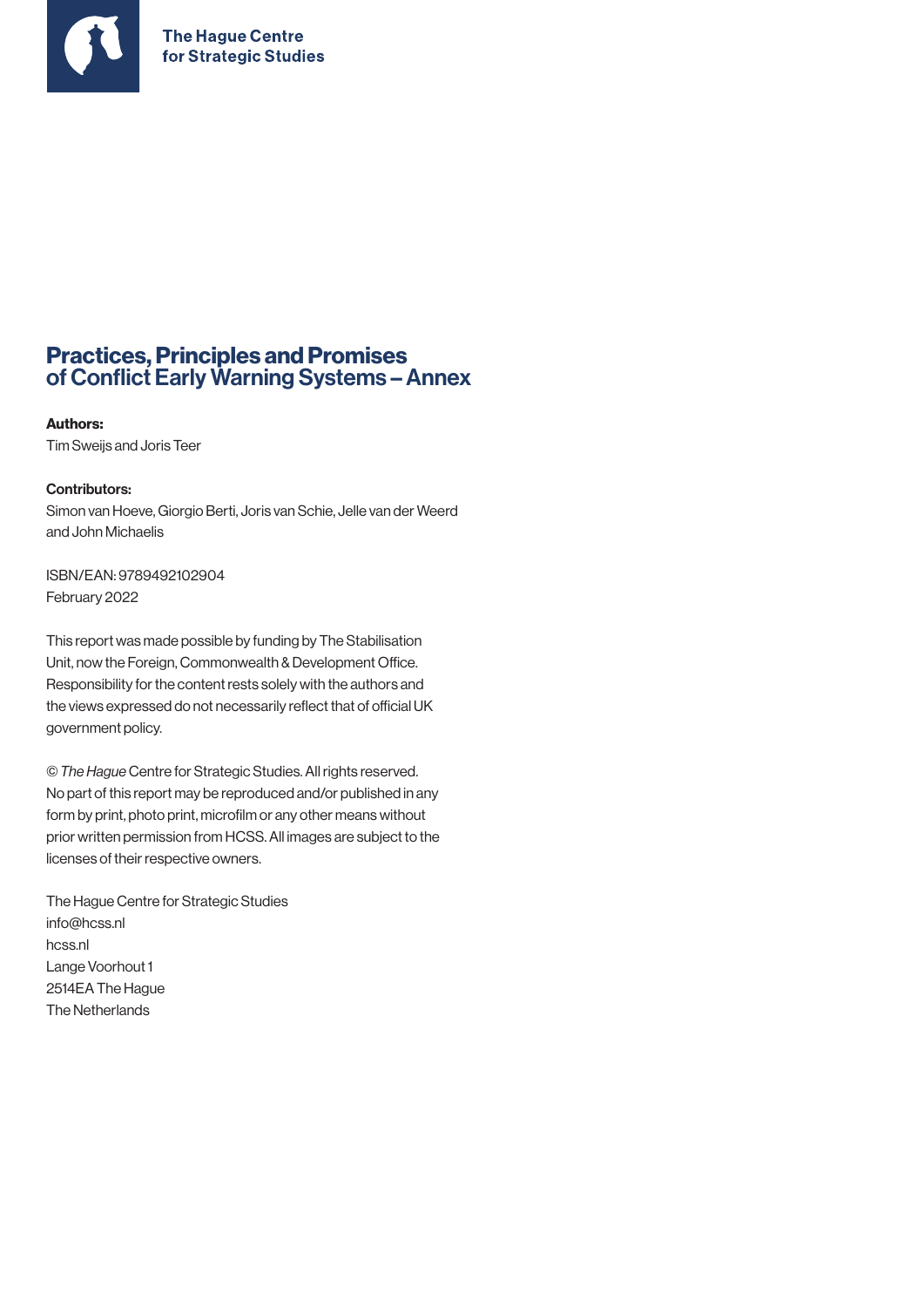The Hague Centre for Strategic Studies

# Practices, Principles and Promises of Conflict Early Warning Systems – Annex

**Authors:**
Tim Sweijs and Joris Teer

**Contributors:**
Simon van Hoeve, Giorgio Berti, Joris van Schie, Jelle van der Weerd and John Michaelis

ISBN/EAN: 9789492102904
February 2022

This report was made possible by funding by The Stabilisation Unit, now the Foreign, Commonwealth & Development Office. Responsibility for the content rests solely with the authors and the views expressed do not necessarily reflect that of official UK government policy.

© *The Hague* Centre for Strategic Studies. All rights reserved. No part of this report may be reproduced and/or published in any form by print, photo print, microfilm or any other means without prior written permission from HCSS. All images are subject to the licenses of their respective owners.

The Hague Centre for Strategic Studies
info@hcss.nl
hcss.nl
Lange Voorhout 1
2514EA The Hague
The Netherlands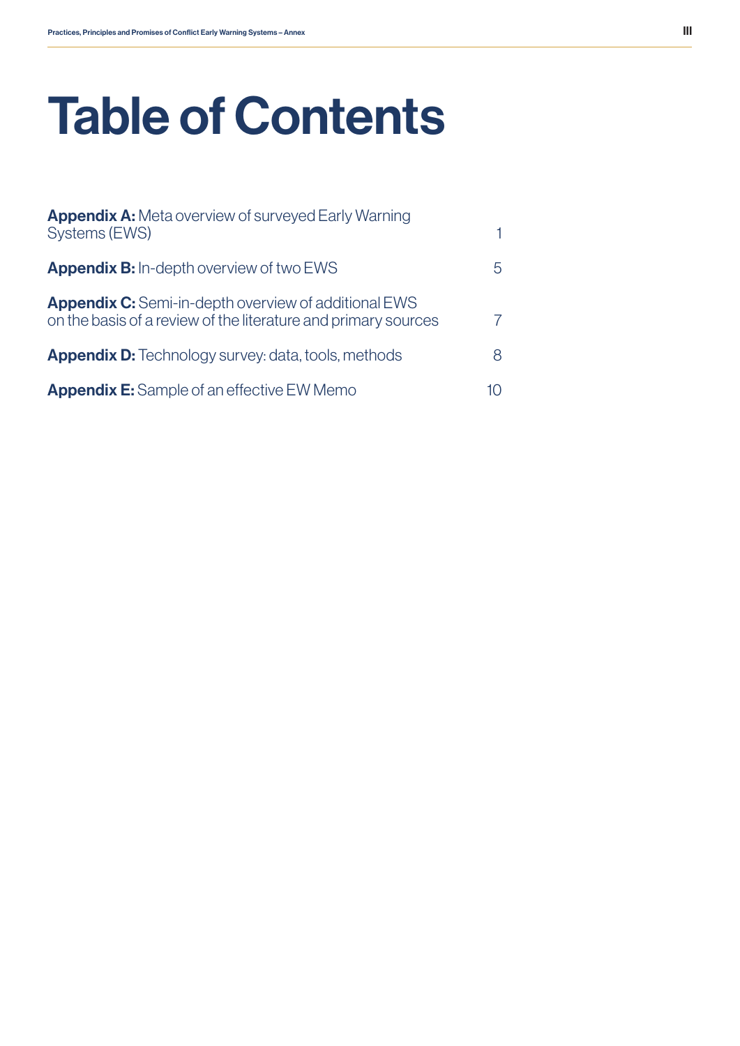# Table of Contents

| | |
|---|---|
| **Appendix A:** Meta overview of surveyed Early Warning Systems (EWS) | 1 |
| **Appendix B:** In-depth overview of two EWS | 5 |
| **Appendix C:** Semi-in-depth overview of additional EWS on the basis of a review of the literature and primary sources | 7 |
| **Appendix D:** Technology survey: data, tools, methods | 8 |
| **Appendix E:** Sample of an effective EW Memo | 10 |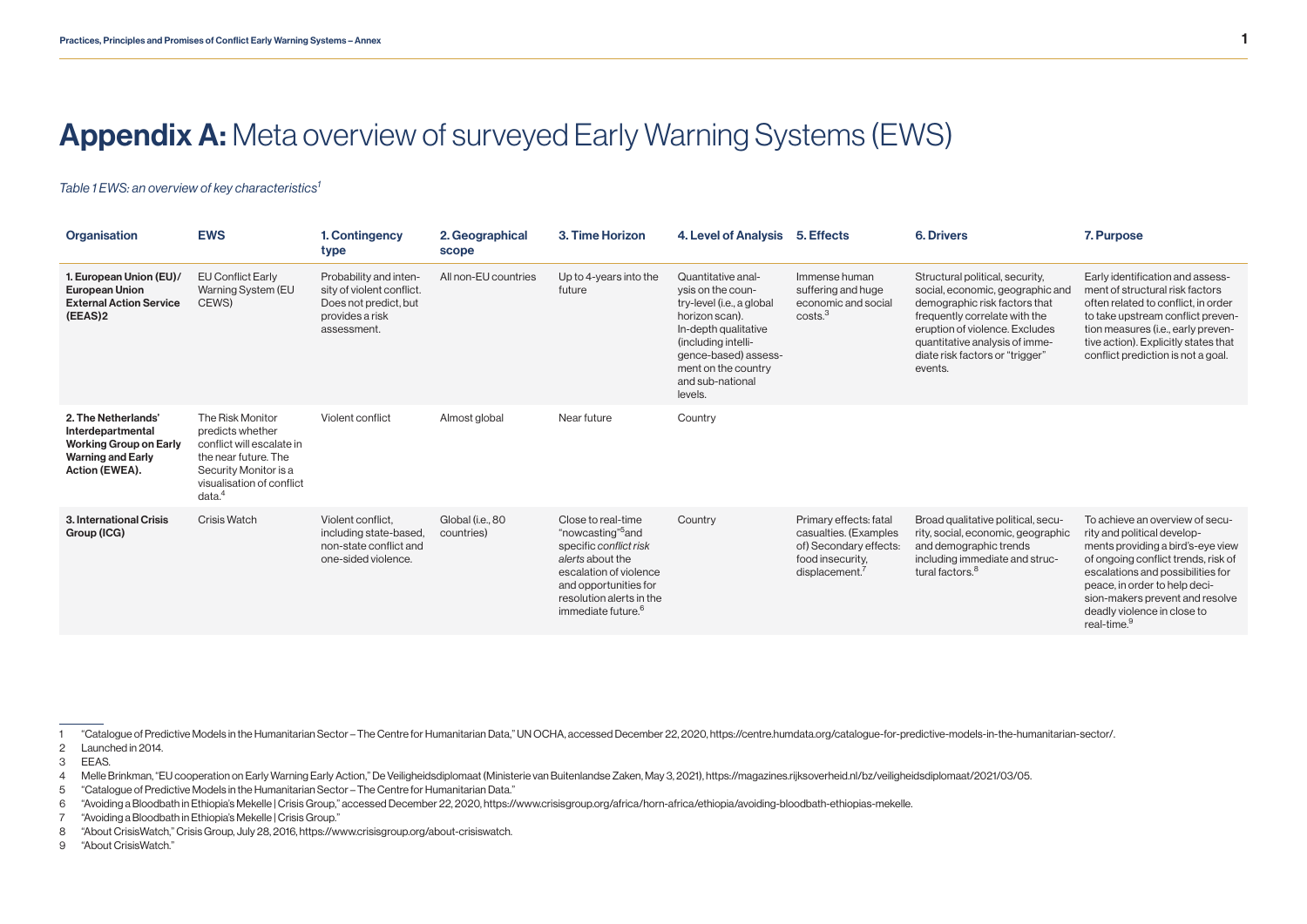# **Appendix A:** Meta overview of surveyed Early Warning Systems (EWS)

*Table 1 EWS: an overview of key characteristics*[1]

| Organisation | EWS | 1. Contingency type | 2. Geographical scope | 3. Time Horizon | 4. Level of Analysis | 5. Effects | 6. Drivers | 7. Purpose |
|---|---|---|---|---|---|---|---|---|
| **1. European Union (EU)/ European Union External Action Service (EEAS)2** | EU Conflict Early Warning System (EU CEWS) | Probability and intensity of violent conflict. Does not predict, but provides a risk assessment. | All non-EU countries | Up to 4-years into the future | Quantitative analysis on the country-level (i.e., a global horizon scan). In-depth qualitative (including intelligence-based) assessment on the country and sub-national levels. | Immense human suffering and huge economic and social costs.[3] | Structural political, security, social, economic, geographic and demographic risk factors that frequently correlate with the eruption of violence. Excludes quantitative analysis of immediate risk factors or "trigger" events. | Early identification and assessment of structural risk factors often related to conflict, in order to take upstream conflict prevention measures (i.e., early preventive action). Explicitly states that conflict prediction is not a goal. |
| **2. The Netherlands' Interdepartmental Working Group on Early Warning and Early Action (EWEA).** | The Risk Monitor predicts whether conflict will escalate in the near future. The Security Monitor is a visualisation of conflict data.[4] | Violent conflict | Almost global | Near future | Country | | | |
| **3. International Crisis Group (ICG)** | Crisis Watch | Violent conflict, including state-based, non-state conflict and one-sided violence. | Global (i.e., 80 countries) | Close to real-time "nowcasting"[5] and specific *conflict risk alerts* about the escalation of violence and opportunities for resolution alerts in the immediate future.[6] | Country | Primary effects: fatal casualties. (Examples of) Secondary effects: food insecurity, displacement.[7] | Broad qualitative political, security, social, economic, geographic and demographic trends including immediate and structural factors.[8] | To achieve an overview of security and political developments providing a bird's-eye view of ongoing conflict trends, risk of escalations and possibilities for peace, in order to help decision-makers prevent and resolve deadly violence in close to real-time.[9] |

1 "Catalogue of Predictive Models in the Humanitarian Sector – The Centre for Humanitarian Data," UN OCHA, accessed December 22, 2020, https://centre.humdata.org/catalogue-for-predictive-models-in-the-humanitarian-sector/.
2 Launched in 2014.
3 EEAS.
4 Melle Brinkman, "EU cooperation on Early Warning Early Action," De Veiligheidsdiplomaat (Ministerie van Buitenlandse Zaken, May 3, 2021), https://magazines.rijksoverheid.nl/bz/veiligheidsdiplomaat/2021/03/05.
5 "Catalogue of Predictive Models in the Humanitarian Sector – The Centre for Humanitarian Data."
6 "Avoiding a Bloodbath in Ethiopia's Mekelle | Crisis Group," accessed December 22, 2020, https://www.crisisgroup.org/africa/horn-africa/ethiopia/avoiding-bloodbath-ethiopias-mekelle.
7 "Avoiding a Bloodbath in Ethiopia's Mekelle | Crisis Group."
8 "About CrisisWatch," Crisis Group, July 28, 2016, https://www.crisisgroup.org/about-crisiswatch.
9 "About CrisisWatch."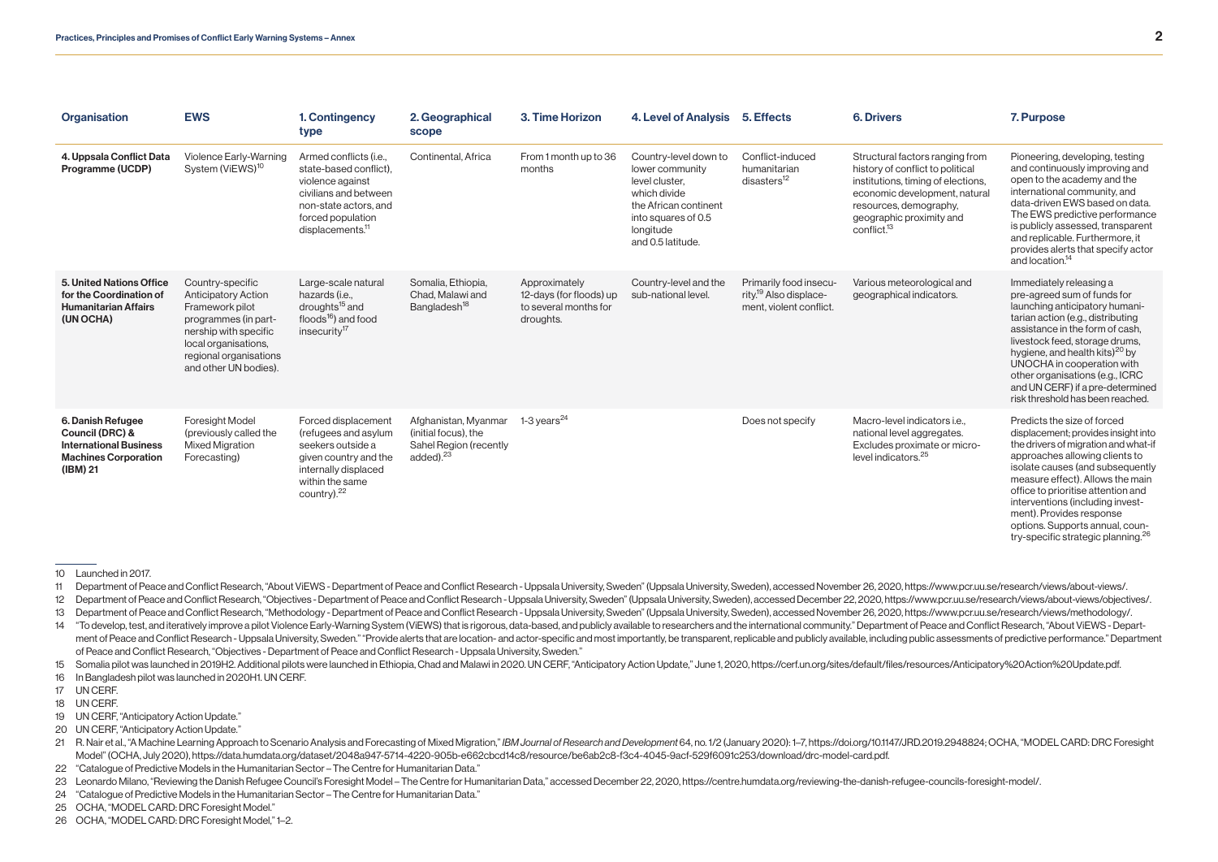| Organisation | EWS | 1. Contingency type | 2. Geographical scope | 3. Time Horizon | 4. Level of Analysis | 5. Effects | 6. Drivers | 7. Purpose |
|---|---|---|---|---|---|---|---|---|
| **4. Uppsala Conflict Data Programme (UCDP)** | Violence Early-Warning System (ViEWS)[10] | Armed conflicts (i.e., state-based conflict), violence against civilians and between non-state actors, and forced population displacements.[11] | Continental, Africa | From 1 month up to 36 months | Country-level down to lower community level cluster, which divide the African continent into squares of 0.5 longitude and 0.5 latitude. | Conflict-induced humanitarian disasters[12] | Structural factors ranging from history of conflict to political institutions, timing of elections, economic development, natural resources, demography, geographic proximity and conflict.[13] | Pioneering, developing, testing and continuously improving and open to the academy and the international community, and data-driven EWS based on data. The EWS predictive performance is publicly assessed, transparent and replicable. Furthermore, it provides alerts that specify actor and location.[14] |
| **5. United Nations Office for the Coordination of Humanitarian Affairs (UN OCHA)** | Country-specific Anticipatory Action Framework pilot programmes (in partnership with specific local organisations, regional organisations and other UN bodies). | Large-scale natural hazards (i.e., droughts[15] and floods[16]) and food insecurity[17] | Somalia, Ethiopia, Chad, Malawi and Bangladesh[18] | Approximately 12-days (for floods) up to several months for droughts. | Country-level and the sub-national level. | Primarily food insecurity.[19] Also displacement, violent conflict. | Various meteorological and geographical indicators. | Immediately releasing a pre-agreed sum of funds for launching anticipatory humanitarian action (e.g., distributing assistance in the form of cash, livestock feed, storage drums, hygiene, and health kits)[20] by UNOCHA in cooperation with other organisations (e.g., ICRC and UN CERF) if a pre-determined risk threshold has been reached. |
| **6. Danish Refugee Council (DRC) & International Business Machines Corporation (IBM) 21** | Foresight Model (previously called the Mixed Migration Forecasting) | Forced displacement (refugees and asylum seekers outside a given country and the internally displaced within the same country).[22] | Afghanistan, Myanmar (initial focus), the Sahel Region (recently added).[23] | 1-3 years[24] | | Does not specify | Macro-level indicators i.e., national level aggregates. Excludes proximate or micro-level indicators.[25] | Predicts the size of forced displacement; provides insight into the drivers of migration and what-if approaches allowing clients to isolate causes (and subsequently measure effect). Allows the main office to prioritise attention and interventions (including investment). Provides response options. Supports annual, country-specific strategic planning.[26] |

10 Launched in 2017.

11 Department of Peace and Conflict Research, "About ViEWS - Department of Peace and Conflict Research - Uppsala University, Sweden" (Uppsala University, Sweden), accessed November 26, 2020, https://www.pcr.uu.se/research/views/about-views/.

12 Department of Peace and Conflict Research, "Objectives - Department of Peace and Conflict Research - Uppsala University, Sweden" (Uppsala University, Sweden), accessed December 22, 2020, https://www.pcr.uu.se/research/views/about-views/objectives/.

13 Department of Peace and Conflict Research, "Methodology - Department of Peace and Conflict Research - Uppsala University, Sweden" (Uppsala University, Sweden), accessed November 26, 2020, https://www.pcr.uu.se/research/views/methodology/.

14 "To develop, test, and iteratively improve a pilot Violence Early-Warning System (ViEWS) that is rigorous, data-based, and publicly available to researchers and the international community." Department of Peace and Conflict Research, "About ViEWS - Department of Peace and Conflict Research - Uppsala University, Sweden." "Provide alerts that are location- and actor-specific and most importantly, be transparent, replicable and publicly available, including public assessments of predictive performance." Department of Peace and Conflict Research, "Objectives - Department of Peace and Conflict Research - Uppsala University, Sweden."

15 Somalia pilot was launched in 2019H2. Additional pilots were launched in Ethiopia, Chad and Malawi in 2020. UN CERF, "Anticipatory Action Update," June 1, 2020, https://cerf.un.org/sites/default/files/resources/Anticipatory%20Action%20Update.pdf.

16 In Bangladesh pilot was launched in 2020H1. UN CERF.

17 UN CERF.

18 UN CERF.

19 UN CERF, "Anticipatory Action Update."

20 UN CERF, "Anticipatory Action Update."

21 R. Nair et al., "A Machine Learning Approach to Scenario Analysis and Forecasting of Mixed Migration," *IBM Journal of Research and Development* 64, no. 1/2 (January 2020): 1–7, https://doi.org/10.1147/JRD.2019.2948824; OCHA, "MODEL CARD: DRC Foresight Model" (OCHA, July 2020), https://data.humdata.org/dataset/2048a947-5714-4220-905b-e662cbcd14c8/resource/be6ab2c8-f3c4-4045-9acf-529f6091c253/download/drc-model-card.pdf.

22 "Catalogue of Predictive Models in the Humanitarian Sector – The Centre for Humanitarian Data."

23 Leonardo Milano, "Reviewing the Danish Refugee Council's Foresight Model – The Centre for Humanitarian Data," accessed December 22, 2020, https://centre.humdata.org/reviewing-the-danish-refugee-councils-foresight-model/.

24 "Catalogue of Predictive Models in the Humanitarian Sector – The Centre for Humanitarian Data."

25 OCHA, "MODEL CARD: DRC Foresight Model."

26 OCHA, "MODEL CARD: DRC Foresight Model," 1–2.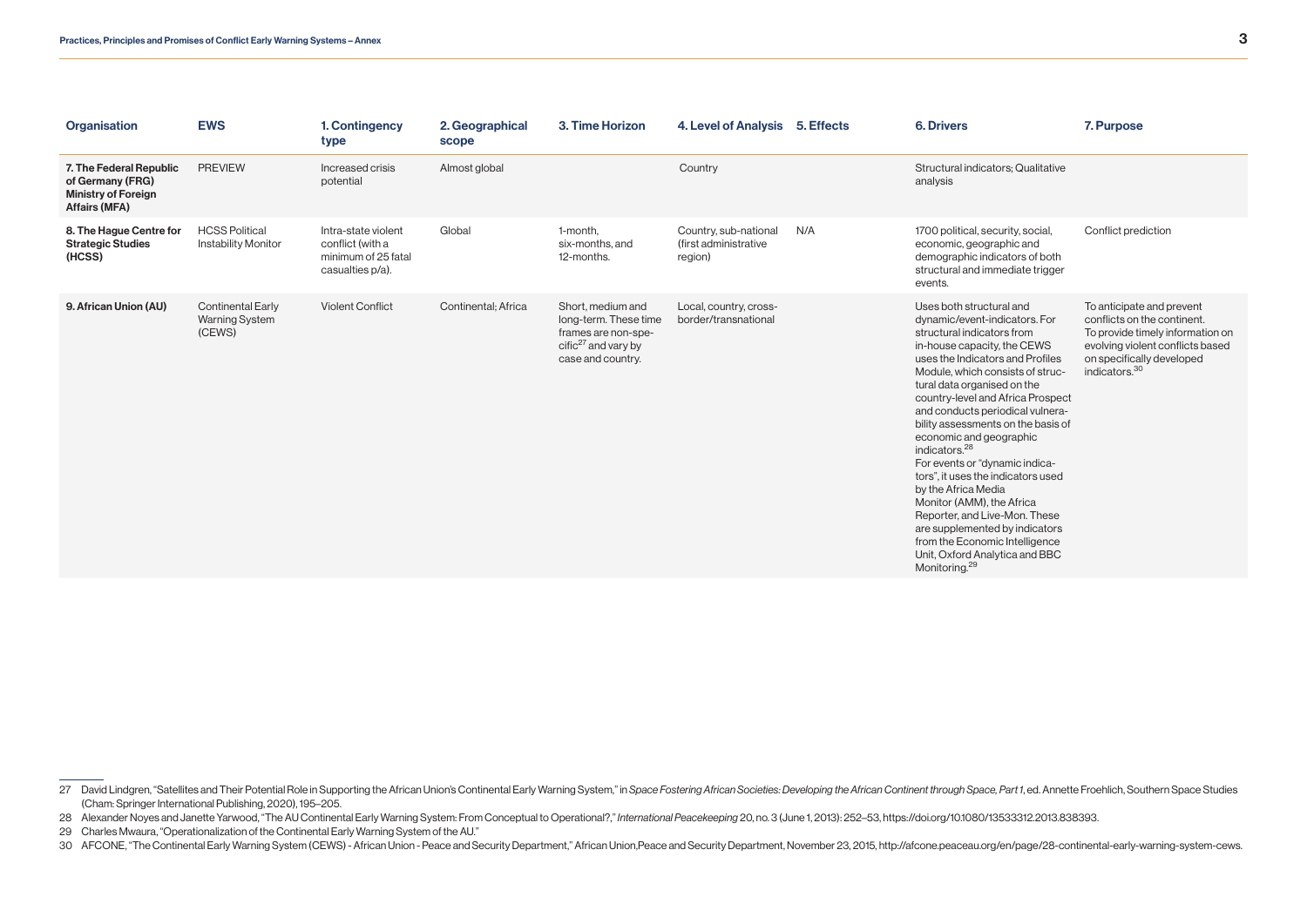| Organisation | EWS | 1. Contingency type | 2. Geographical scope | 3. Time Horizon | 4. Level of Analysis | 5. Effects | 6. Drivers | 7. Purpose |
|---|---|---|---|---|---|---|---|---|
| **7. The Federal Republic of Germany (FRG) Ministry of Foreign Affairs (MFA)** | PREVIEW | Increased crisis potential | Almost global | | Country | | Structural indicators; Qualitative analysis | |
| **8. The Hague Centre for Strategic Studies (HCSS)** | HCSS Political Instability Monitor | Intra-state violent conflict (with a minimum of 25 fatal casualties p/a). | Global | 1-month, six-months, and 12-months. | Country, sub-national (first administrative region) | N/A | 1700 political, security, social, economic, geographic and demographic indicators of both structural and immediate trigger events. | Conflict prediction |
| **9. African Union (AU)** | Continental Early Warning System (CEWS) | Violent Conflict | Continental; Africa | Short, medium and long-term. These time frames are non-specific[27] and vary by case and country. | Local, country, cross-border/transnational | | Uses both structural and dynamic/event-indicators. For structural indicators from in-house capacity, the CEWS uses the Indicators and Profiles Module, which consists of structural data organised on the country-level and Africa Prospect and conducts periodical vulnerability assessments on the basis of economic and geographic indicators.[28] For events or "dynamic indicators", it uses the indicators used by the Africa Media Monitor (AMM), the Africa Reporter, and Live-Mon. These are supplemented by indicators from the Economic Intelligence Unit, Oxford Analytica and BBC Monitoring.[29] | To anticipate and prevent conflicts on the continent. To provide timely information on evolving violent conflicts based on specifically developed indicators.[30] |

27 David Lindgren, "Satellites and Their Potential Role in Supporting the African Union's Continental Early Warning System," in *Space Fostering African Societies: Developing the African Continent through Space, Part 1*, ed. Annette Froehlich, Southern Space Studies (Cham: Springer International Publishing, 2020), 195–205.

28 Alexander Noyes and Janette Yarwood, "The AU Continental Early Warning System: From Conceptual to Operational?," *International Peacekeeping* 20, no. 3 (June 1, 2013): 252–53, https://doi.org/10.1080/13533312.2013.838393.

29 Charles Mwaura, "Operationalization of the Continental Early Warning System of the AU."

30 AFCONE, "The Continental Early Warning System (CEWS) - African Union - Peace and Security Department," African Union,Peace and Security Department, November 23, 2015, http://afcone.peaceau.org/en/page/28-continental-early-warning-system-cews.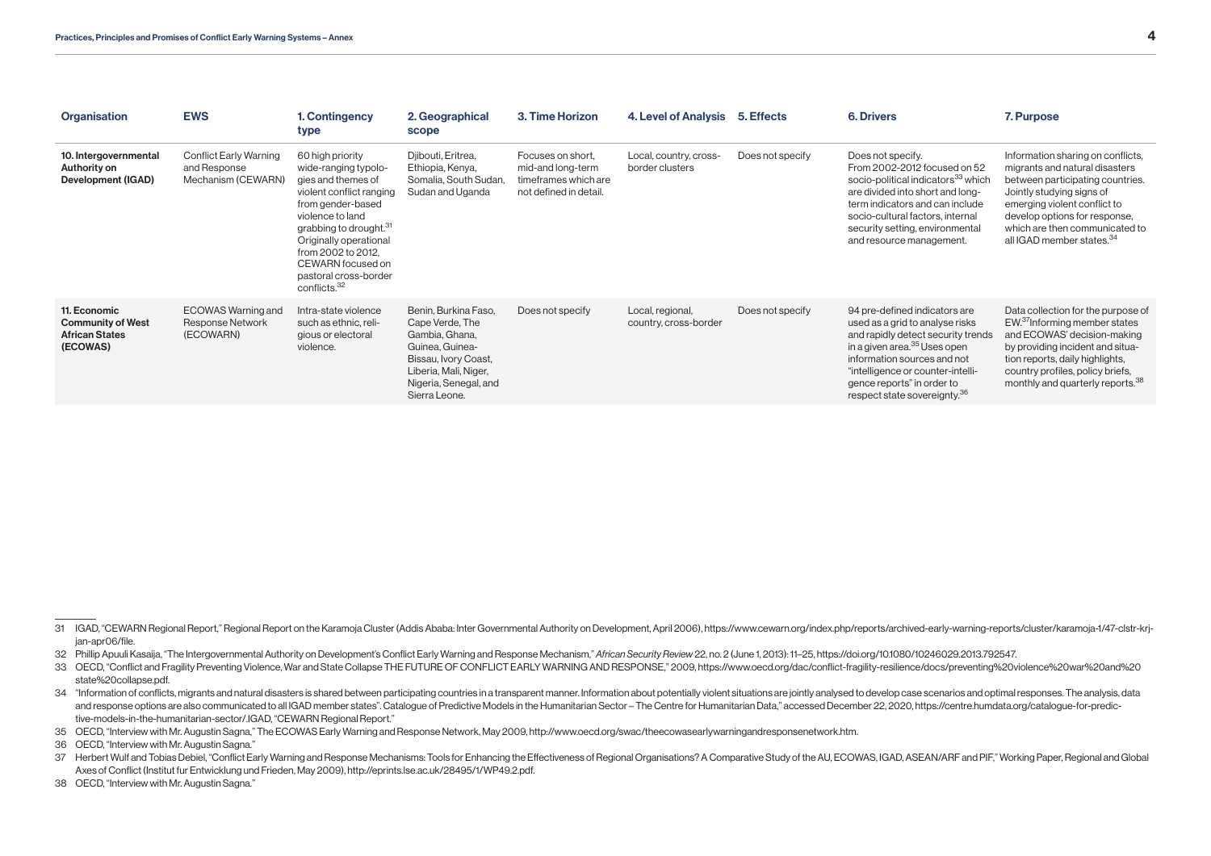| Organisation | EWS | 1. Contingency type | 2. Geographical scope | 3. Time Horizon | 4. Level of Analysis | 5. Effects | 6. Drivers | 7. Purpose |
|---|---|---|---|---|---|---|---|---|
| **10. Intergovernmental Authority on Development (IGAD)** | Conflict Early Warning and Response Mechanism (CEWARN) | 60 high priority wide-ranging typologies and themes of violent conflict ranging from gender-based violence to land grabbing to drought.[31] Originally operational from 2002 to 2012, CEWARN focused on pastoral cross-border conflicts.[32] | Djibouti, Eritrea, Ethiopia, Kenya, Somalia, South Sudan, Sudan and Uganda | Focuses on short, mid-and long-term timeframes which are not defined in detail. | Local, country, cross-border clusters | Does not specify | Does not specify. From 2002-2012 focused on 52 socio-political indicators[33] which are divided into short and long-term indicators and can include socio-cultural factors, internal security setting, environmental and resource management. | Information sharing on conflicts, migrants and natural disasters between participating countries. Jointly studying signs of emerging violent conflict to develop options for response, which are then communicated to all IGAD member states.[34] |
| **11. Economic Community of West African States (ECOWAS)** | ECOWAS Warning and Response Network (ECOWARN) | Intra-state violence such as ethnic, religious or electoral violence. | Benin, Burkina Faso, Cape Verde, The Gambia, Ghana, Guinea, Guinea-Bissau, Ivory Coast, Liberia, Mali, Niger, Nigeria, Senegal, and Sierra Leone. | Does not specify | Local, regional, country, cross-border | Does not specify | 94 pre-defined indicators are used as a grid to analyse risks and rapidly detect security trends in a given area.[35] Uses open information sources and not "intelligence or counter-intelligence reports" in order to respect state sovereignty.[36] | Data collection for the purpose of EW.[37] Informing member states and ECOWAS' decision-making by providing incident and situation reports, daily highlights, country profiles, policy briefs, monthly and quarterly reports.[38] |

---

31 IGAD, "CEWARN Regional Report," Regional Report on the Karamoja Cluster (Addis Ababa: Inter Governmental Authority on Development, April 2006), https://www.cewarn.org/index.php/reports/archived-early-warning-reports/cluster/karamoja-1/47-clstr-krj-jan-apr06/file.

32 Phillip Apuuli Kasaija, "The Intergovernmental Authority on Development's Conflict Early Warning and Response Mechanism," *African Security Review* 22, no. 2 (June 1, 2013): 11–25, https://doi.org/10.1080/10246029.2013.792547.

33 OECD, "Conflict and Fragility Preventing Violence, War and State Collapse THE FUTURE OF CONFLICT EARLY WARNING AND RESPONSE," 2009, https://www.oecd.org/dac/conflict-fragility-resilience/docs/preventing%20violence%20war%20and%20state%20collapse.pdf.

34 "Information of conflicts, migrants and natural disasters is shared between participating countries in a transparent manner. Information about potentially violent situations are jointly analysed to develop case scenarios and optimal responses. The analysis, data and response options are also communicated to all IGAD member states". Catalogue of Predictive Models in the Humanitarian Sector – The Centre for Humanitarian Data," accessed December 22, 2020, https://centre.humdata.org/catalogue-for-predictive-models-in-the-humanitarian-sector/.IGAD, "CEWARN Regional Report."

35 OECD, "Interview with Mr. Augustin Sagna," The ECOWAS Early Warning and Response Network, May 2009, http://www.oecd.org/swac/theecowasearlywarningandresponsenetwork.htm.

36 OECD, "Interview with Mr. Augustin Sagna."

37 Herbert Wulf and Tobias Debiel, "Conflict Early Warning and Response Mechanisms: Tools for Enhancing the Effectiveness of Regional Organisations? A Comparative Study of the AU, ECOWAS, IGAD, ASEAN/ARF and PIF," Working Paper, Regional and Global Axes of Conflict (Institut fur Entwicklung und Frieden, May 2009), http://eprints.lse.ac.uk/28495/1/WP49.2.pdf.

38 OECD, "Interview with Mr. Augustin Sagna."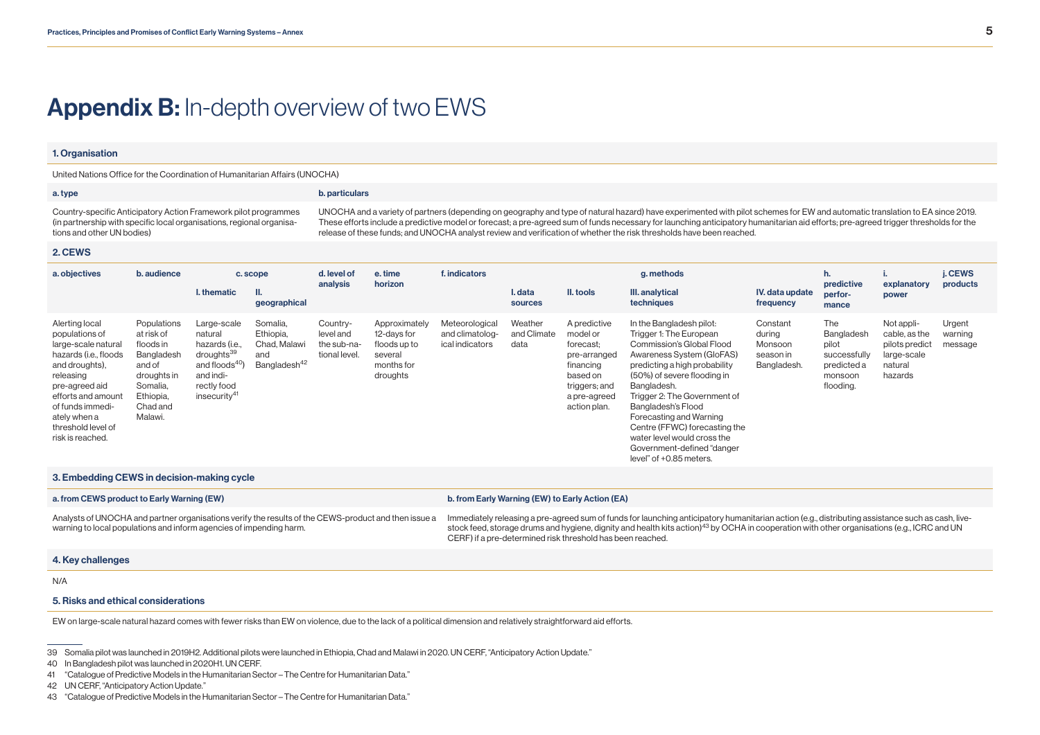# **Appendix B:** In-depth overview of two EWS

## 1. Organisation

United Nations Office for the Coordination of Humanitarian Affairs (UNOCHA)

| a. type | b. particulars |
|---|---|
| Country-specific Anticipatory Action Framework pilot programmes (in partnership with specific local organisations, regional organisations and other UN bodies) | UNOCHA and a variety of partners (depending on geography and type of natural hazard) have experimented with pilot schemes for EW and automatic translation to EA since 2019. These efforts include a predictive model or forecast; a pre-agreed sum of funds necessary for launching anticipatory humanitarian aid efforts; pre-agreed trigger thresholds for the release of these funds; and UNOCHA analyst review and verification of whether the risk thresholds have been reached. |

## 2. CEWS

| a. objectives | b. audience | c. scope | | d. level of analysis | e. time horizon | f. indicators | g. methods | | | | h. predictive performance | i. explanatory power | j. CEWS products |
|---|---|---|---|---|---|---|---|---|---|---|---|---|---|
| | | I. thematic | II. geographical | | | | I. data sources | II. tools | III. analytical techniques | IV. data update frequency | | | |
| Alerting local populations of large-scale natural hazards (i.e., floods and droughts), releasing pre-agreed aid efforts and amount of funds immediately when a threshold level of risk is reached. | Populations at risk of floods in Bangladesh and of droughts in Somalia, Ethiopia, Chad and Malawi. | Large-scale natural hazards (i.e., droughts[39] and floods[40]) and indirectly food insecurity[41] | Somalia, Ethiopia, Chad, Malawi and Bangladesh[42] | Country-level and the sub-national level. | Approximately 12-days for floods up to several months for droughts | Meteorological and climatological indicators | Weather and Climate data | A predictive model or forecast; pre-arranged financing based on triggers; and a pre-agreed action plan. | In the Bangladesh pilot: Trigger 1: The European Commission's Global Flood Awareness System (GloFAS) predicting a high probability (50%) of severe flooding in Bangladesh. Trigger 2: The Government of Bangladesh's Flood Forecasting and Warning Centre (FFWC) forecasting the water level would cross the Government-defined "danger level" of +0.85 meters. | Constant during Monsoon season in Bangladesh. | The Bangladesh pilot successfully predicted a monsoon flooding. | Not applicable, as the pilots predict large-scale natural hazards | Urgent warning message |

## 3. Embedding CEWS in decision-making cycle

| a. from CEWS product to Early Warning (EW) | b. from Early Warning (EW) to Early Action (EA) |
|---|---|
| Analysts of UNOCHA and partner organisations verify the results of the CEWS-product and then issue a warning to local populations and inform agencies of impending harm. | Immediately releasing a pre-agreed sum of funds for launching anticipatory humanitarian action (e.g., distributing assistance such as cash, livestock feed, storage drums and hygiene, dignity and health kits action)[43] by OCHA in cooperation with other organisations (e.g., ICRC and UN CERF) if a pre-determined risk threshold has been reached. |

## 4. Key challenges

N/A

## 5. Risks and ethical considerations

EW on large-scale natural hazard comes with fewer risks than EW on violence, due to the lack of a political dimension and relatively straightforward aid efforts.

---

39 Somalia pilot was launched in 2019H2. Additional pilots were launched in Ethiopia, Chad and Malawi in 2020. UN CERF, "Anticipatory Action Update."

40 In Bangladesh pilot was launched in 2020H1. UN CERF.

41 "Catalogue of Predictive Models in the Humanitarian Sector – The Centre for Humanitarian Data."

42 UN CERF, "Anticipatory Action Update."

43 "Catalogue of Predictive Models in the Humanitarian Sector – The Centre for Humanitarian Data."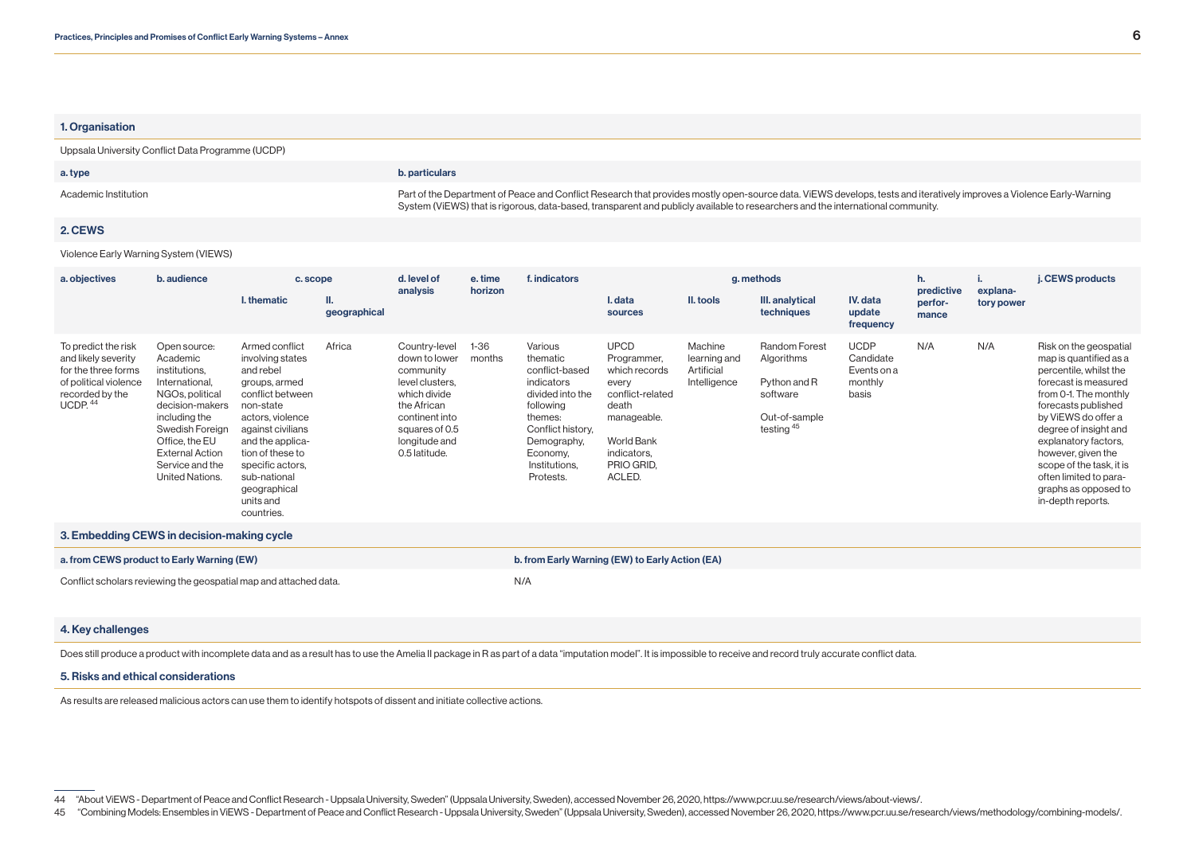### 1. Organisation

Uppsala University Conflict Data Programme (UCDP)

| a. type | b. particulars |
|---|---|
| Academic Institution | Part of the Department of Peace and Conflict Research that provides mostly open-source data. ViEWS develops, tests and iteratively improves a Violence Early-Warning System (ViEWS) that is rigorous, data-based, transparent and publicly available to researchers and the international community. |

### 2. CEWS

Violence Early Warning System (VIEWS)

| a. objectives | b. audience | c. scope | | d. level of analysis | e. time horizon | f. indicators | g. methods | | | | h. predictive performance | i. explanatory power | j. CEWS products |
|---|---|---|---|---|---|---|---|---|---|---|---|---|---|
| | | I. thematic | II. geographical | | | | I. data sources | II. tools | III. analytical techniques | IV. data update frequency | | | |
| To predict the risk and likely severity for the three forms of political violence recorded by the UCDP. [44] | Open source: Academic institutions, International, NGOs, political decision-makers including the Swedish Foreign Office, the EU External Action Service and the United Nations. | Armed conflict involving states and rebel groups, armed conflict between non-state actors, violence against civilians and the application of these to specific actors, sub-national geographical units and countries. | Africa | Country-level down to lower community level clusters, which divide the African continent into squares of 0.5 longitude and 0.5 latitude. | 1-36 months | Various thematic conflict-based indicators divided into the following themes: Conflict history, Demography, Economy, Institutions, Protests. | UPCD Programmer, which records every conflict-related death manageable.<br><br>World Bank indicators, PRIO GRID, ACLED. | Machine learning and Artificial Intelligence | Random Forest Algorithms<br><br>Python and R software<br><br>Out-of-sample testing [45] | UCDP Candidate Events on a monthly basis | N/A | N/A | Risk on the geospatial map is quantified as a percentile, whilst the forecast is measured from 0-1. The monthly forecasts published by ViEWS do offer a degree of insight and explanatory factors, however, given the scope of the task, it is often limited to paragraphs as opposed to in-depth reports. |

### 3. Embedding CEWS in decision-making cycle

| a. from CEWS product to Early Warning (EW) | b. from Early Warning (EW) to Early Action (EA) |
|---|---|
| Conflict scholars reviewing the geospatial map and attached data. | N/A |

### 4. Key challenges

Does still produce a product with incomplete data and as a result has to use the Amelia II package in R as part of a data "imputation model". It is impossible to receive and record truly accurate conflict data.

### 5. Risks and ethical considerations

As results are released malicious actors can use them to identify hotspots of dissent and initiate collective actions.

---

44 "About ViEWS - Department of Peace and Conflict Research - Uppsala University, Sweden" (Uppsala University, Sweden), accessed November 26, 2020, https://www.pcr.uu.se/research/views/about-views/.

45 "Combining Models: Ensembles in ViEWS - Department of Peace and Conflict Research - Uppsala University, Sweden" (Uppsala University, Sweden), accessed November 26, 2020, https://www.pcr.uu.se/research/views/methodology/combining-models/.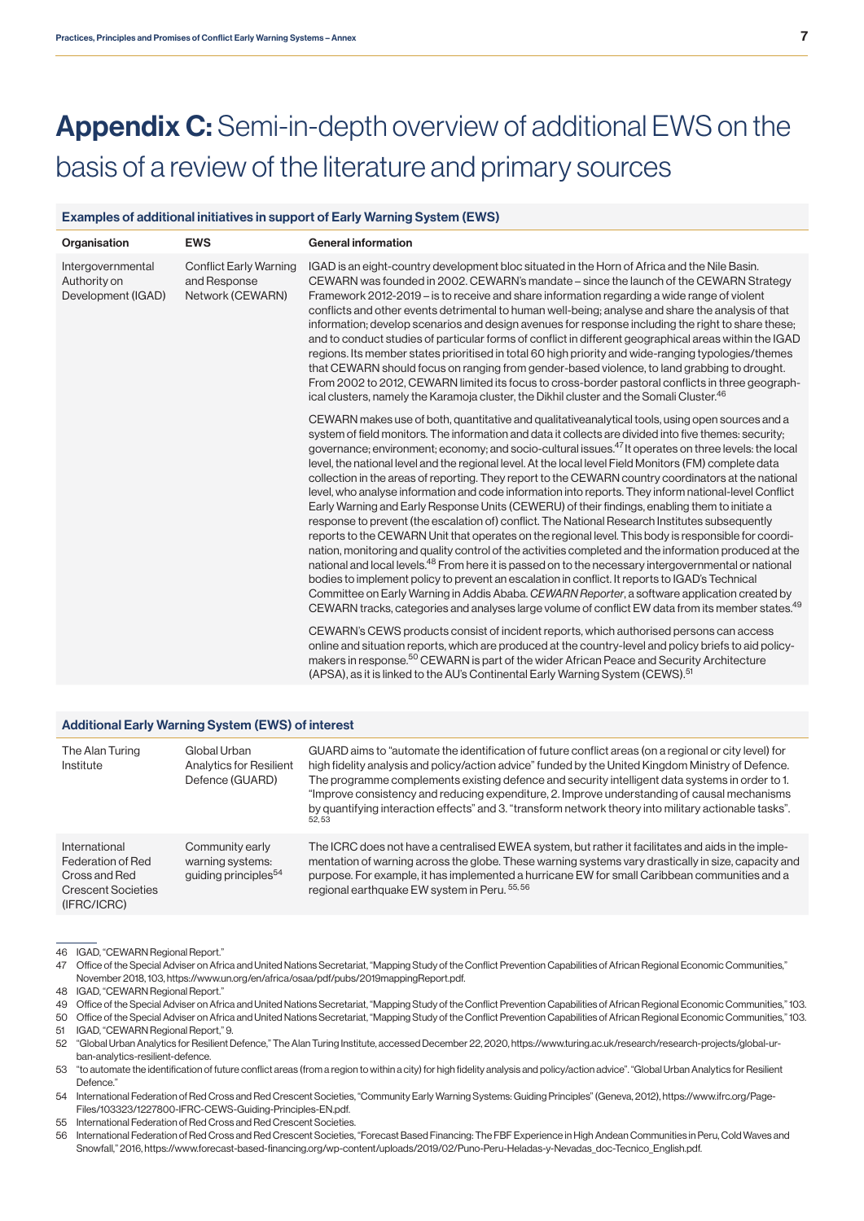# **Appendix C:** Semi-in-depth overview of additional EWS on the basis of a review of the literature and primary sources

**Examples of additional initiatives in support of Early Warning System (EWS)**

| Organisation | EWS | General information |
| --- | --- | --- |
| Intergovernmental Authority on Development (IGAD) | Conflict Early Warning and Response Network (CEWARN) | IGAD is an eight-country development bloc situated in the Horn of Africa and the Nile Basin. CEWARN was founded in 2002. CEWARN's mandate – since the launch of the CEWARN Strategy Framework 2012-2019 – is to receive and share information regarding a wide range of violent conflicts and other events detrimental to human well-being; analyse and share the analysis of that information; develop scenarios and design avenues for response including the right to share these; and to conduct studies of particular forms of conflict in different geographical areas within the IGAD regions. Its member states prioritised in total 60 high priority and wide-ranging typologies/themes that CEWARN should focus on ranging from gender-based violence, to land grabbing to drought. From 2002 to 2012, CEWARN limited its focus to cross-border pastoral conflicts in three geographical clusters, namely the Karamoja cluster, the Dikhil cluster and the Somali Cluster.[46]<br><br>CEWARN makes use of both, quantitative and qualitativeanalytical tools, using open sources and a system of field monitors. The information and data it collects are divided into five themes: security; governance; environment; economy; and socio-cultural issues.[47] It operates on three levels: the local level, the national level and the regional level. At the local level Field Monitors (FM) complete data collection in the areas of reporting. They report to the CEWARN country coordinators at the national level, who analyse information and code information into reports. They inform national-level Conflict Early Warning and Early Response Units (CEWERU) of their findings, enabling them to initiate a response to prevent (the escalation of) conflict. The National Research Institutes subsequently reports to the CEWARN Unit that operates on the regional level. This body is responsible for coordination, monitoring and quality control of the activities completed and the information produced at the national and local levels.[48] From here it is passed on to the necessary intergovernmental or national bodies to implement policy to prevent an escalation in conflict. It reports to IGAD's Technical Committee on Early Warning in Addis Ababa. *CEWARN Reporter*, a software application created by CEWARN tracks, categories and analyses large volume of conflict EW data from its member states.[49]<br><br>CEWARN's CEWS products consist of incident reports, which authorised persons can access online and situation reports, which are produced at the country-level and policy briefs to aid policymakers in response.[50] CEWARN is part of the wider African Peace and Security Architecture (APSA), as it is linked to the AU's Continental Early Warning System (CEWS).[51] |

**Additional Early Warning System (EWS) of interest**

| | | |
| --- | --- | --- |
| The Alan Turing Institute | Global Urban Analytics for Resilient Defence (GUARD) | GUARD aims to "automate the identification of future conflict areas (on a regional or city level) for high fidelity analysis and policy/action advice" funded by the United Kingdom Ministry of Defence. The programme complements existing defence and security intelligent data systems in order to 1. "Improve consistency and reducing expenditure, 2. Improve understanding of causal mechanisms by quantifying interaction effects" and 3. "transform network theory into military actionable tasks".[52,53] |
| International Federation of Red Cross and Red Crescent Societies (IFRC/ICRC) | Community early warning systems: guiding principles[54] | The ICRC does not have a centralised EWEA system, but rather it facilitates and aids in the implementation of warning across the globe. These warning systems vary drastically in size, capacity and purpose. For example, it has implemented a hurricane EW for small Caribbean communities and a regional earthquake EW system in Peru.[55,56] |

46 IGAD, "CEWARN Regional Report."

47 Office of the Special Adviser on Africa and United Nations Secretariat, "Mapping Study of the Conflict Prevention Capabilities of African Regional Economic Communities," November 2018, 103, https://www.un.org/en/africa/osaa/pdf/pubs/2019mappingReport.pdf.

48 IGAD, "CEWARN Regional Report."

49 Office of the Special Adviser on Africa and United Nations Secretariat, "Mapping Study of the Conflict Prevention Capabilities of African Regional Economic Communities," 103.

50 Office of the Special Adviser on Africa and United Nations Secretariat, "Mapping Study of the Conflict Prevention Capabilities of African Regional Economic Communities," 103.

51 IGAD, "CEWARN Regional Report," 9.

52 "Global Urban Analytics for Resilient Defence," The Alan Turing Institute, accessed December 22, 2020, https://www.turing.ac.uk/research/research-projects/global-urban-analytics-resilient-defence.

53 "to automate the identification of future conflict areas (from a region to within a city) for high fidelity analysis and policy/action advice". "Global Urban Analytics for Resilient Defence."

54 International Federation of Red Cross and Red Crescent Societies, "Community Early Warning Systems: Guiding Principles" (Geneva, 2012), https://www.ifrc.org/PageFiles/103323/1227800-IFRC-CEWS-Guiding-Principles-EN.pdf.

55 International Federation of Red Cross and Red Crescent Societies.

56 International Federation of Red Cross and Red Crescent Societies, "Forecast Based Financing: The FBF Experience in High Andean Communities in Peru, Cold Waves and Snowfall," 2016, https://www.forecast-based-financing.org/wp-content/uploads/2019/02/Puno-Peru-Heladas-y-Nevadas_doc-Tecnico_English.pdf.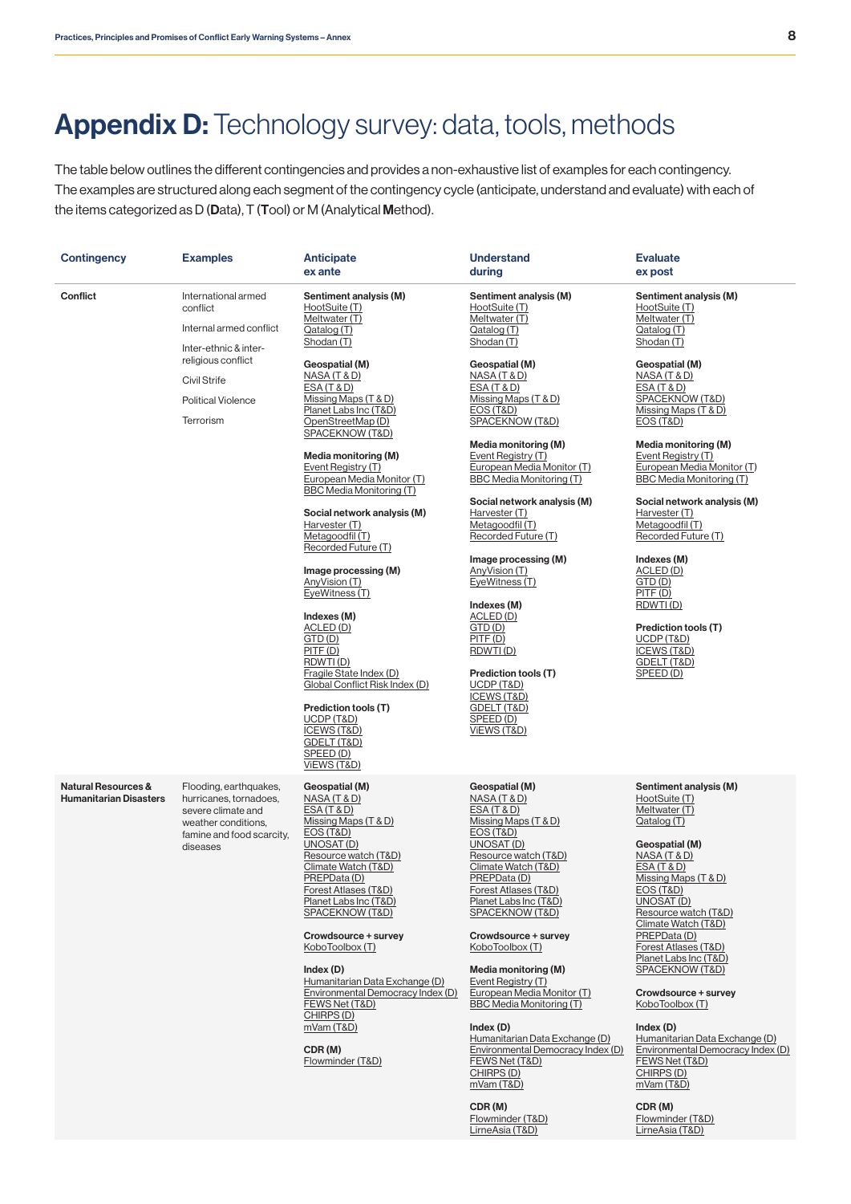# **Appendix D:** Technology survey: data, tools, methods

The table below outlines the different contingencies and provides a non-exhaustive list of examples for each contingency. The examples are structured along each segment of the contingency cycle (anticipate, understand and evaluate) with each of the items categorized as D (**D**ata), T (**T**ool) or M (Analytical **M**ethod).

| Contingency | Examples | Anticipate ex ante | Understand during | Evaluate ex post |
|---|---|---|---|---|
| **Conflict** | International armed conflict<br><br>Internal armed conflict<br><br>Inter-ethnic & inter-religious conflict<br><br>Civil Strife<br><br>Political Violence<br><br>Terrorism | **Sentiment analysis (M)**<br>HootSuite (T)<br>Meltwater (T)<br>Qatalog (T)<br>Shodan (T)<br><br>**Geospatial (M)**<br>NASA (T & D)<br>ESA (T & D)<br>Missing Maps (T & D)<br>Planet Labs Inc (T&D)<br>OpenStreetMap (D)<br>SPACEKNOW (T&D)<br><br>**Media monitoring (M)**<br>Event Registry (T)<br>European Media Monitor (T)<br>BBC Media Monitoring (T)<br><br>**Social network analysis (M)**<br>Harvester (T)<br>Metagoodfil (T)<br>Recorded Future (T)<br><br>**Image processing (M)**<br>AnyVision (T)<br>EyeWitness (T)<br><br>**Indexes (M)**<br>ACLED (D)<br>GTD (D)<br>PITF (D)<br>RDWTI (D)<br>Fragile State Index (D)<br>Global Conflict Risk Index (D)<br><br>**Prediction tools (T)**<br>UCDP (T&D)<br>ICEWS (T&D)<br>GDELT (T&D)<br>SPEED (D)<br>ViEWS (T&D) | **Sentiment analysis (M)**<br>HootSuite (T)<br>Meltwater (T)<br>Qatalog (T)<br>Shodan (T)<br><br>**Geospatial (M)**<br>NASA (T & D)<br>ESA (T & D)<br>Missing Maps (T & D)<br>EOS (T&D)<br>SPACEKNOW (T&D)<br><br>**Media monitoring (M)**<br>Event Registry (T)<br>European Media Monitor (T)<br>BBC Media Monitoring (T)<br><br>**Social network analysis (M)**<br>Harvester (T)<br>Metagoodfil (T)<br>Recorded Future (T)<br><br>**Image processing (M)**<br>AnyVision (T)<br>EyeWitness (T)<br><br>**Indexes (M)**<br>ACLED (D)<br>GTD (D)<br>PITF (D)<br>RDWTI (D)<br><br>**Prediction tools (T)**<br>UCDP (T&D)<br>ICEWS (T&D)<br>GDELT (T&D)<br>SPEED (D)<br>ViEWS (T&D) | **Sentiment analysis (M)**<br>HootSuite (T)<br>Meltwater (T)<br>Qatalog (T)<br>Shodan (T)<br><br>**Geospatial (M)**<br>NASA (T & D)<br>ESA (T & D)<br>SPACEKNOW (T&D)<br>Missing Maps (T & D)<br>EOS (T&D)<br><br>**Media monitoring (M)**<br>Event Registry (T)<br>European Media Monitor (T)<br>BBC Media Monitoring (T)<br><br>**Social network analysis (M)**<br>Harvester (T)<br>Metagoodfil (T)<br>Recorded Future (T)<br><br>**Indexes (M)**<br>ACLED (D)<br>GTD (D)<br>PITF (D)<br>RDWTI (D)<br><br>**Prediction tools (T)**<br>UCDP (T&D)<br>ICEWS (T&D)<br>GDELT (T&D)<br>SPEED (D) |
| **Natural Resources & Humanitarian Disasters** | Flooding, earthquakes, hurricanes, tornadoes, severe climate and weather conditions, famine and food scarcity, diseases | **Geospatial (M)**<br>NASA (T & D)<br>ESA (T & D)<br>Missing Maps (T & D)<br>EOS (T&D)<br>UNOSAT (D)<br>Resource watch (T&D)<br>Climate Watch (T&D)<br>PREPData (D)<br>Forest Atlases (T&D)<br>Planet Labs Inc (T&D)<br>SPACEKNOW (T&D)<br><br>**Crowdsource + survey**<br>KoboToolbox (T)<br><br>**Index (D)**<br>Humanitarian Data Exchange (D)<br>Environmental Democracy Index (D)<br>FEWS Net (T&D)<br>CHIRPS (D)<br>mVam (T&D)<br><br>**CDR (M)**<br>Flowminder (T&D) | **Geospatial (M)**<br>NASA (T & D)<br>ESA (T & D)<br>Missing Maps (T & D)<br>EOS (T&D)<br>UNOSAT (D)<br>Resource watch (T&D)<br>Climate Watch (T&D)<br>PREPData (D)<br>Forest Atlases (T&D)<br>Planet Labs Inc (T&D)<br>SPACEKNOW (T&D)<br><br>**Crowdsource + survey**<br>KoboToolbox (T)<br><br>**Media monitoring (M)**<br>Event Registry (T)<br>European Media Monitor (T)<br>BBC Media Monitoring (T)<br><br>**Index (D)**<br>Humanitarian Data Exchange (D)<br>Environmental Democracy Index (D)<br>FEWS Net (T&D)<br>CHIRPS (D)<br>mVam (T&D)<br><br>**CDR (M)**<br>Flowminder (T&D)<br>LirneAsia (T&D) | **Sentiment analysis (M)**<br>HootSuite (T)<br>Meltwater (T)<br>Qatalog (T)<br><br>**Geospatial (M)**<br>NASA (T & D)<br>ESA (T & D)<br>Missing Maps (T & D)<br>EOS (T&D)<br>UNOSAT (D)<br>Resource watch (T&D)<br>Climate Watch (T&D)<br>PREPData (D)<br>Forest Atlases (T&D)<br>Planet Labs Inc (T&D)<br>SPACEKNOW (T&D)<br><br>**Crowdsource + survey**<br>KoboToolbox (T)<br><br>**Index (D)**<br>Humanitarian Data Exchange (D)<br>Environmental Democracy Index (D)<br>FEWS Net (T&D)<br>CHIRPS (D)<br>mVam (T&D)<br><br>**CDR (M)**<br>Flowminder (T&D)<br>LirneAsia (T&D) |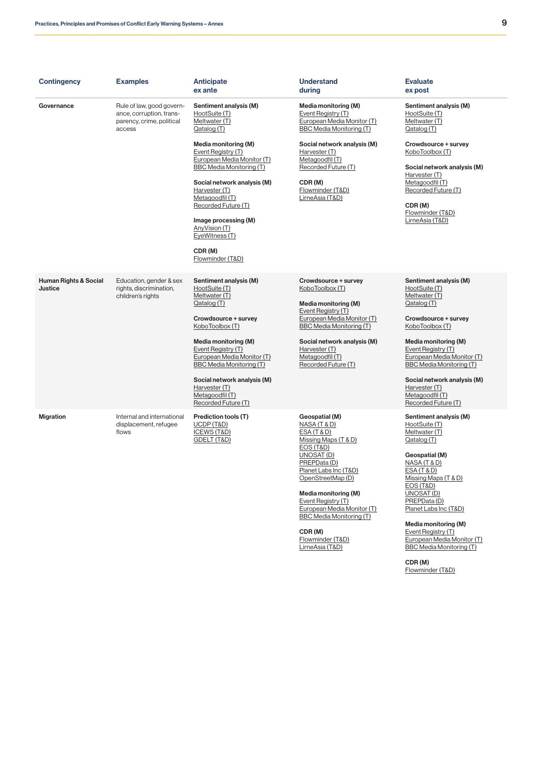| Contingency | Examples | Anticipate ex ante | Understand during | Evaluate ex post |
|---|---|---|---|---|
| **Governance** | Rule of law, good governance, corruption, transparency, crime, political access | **Sentiment analysis (M)**<br>HootSuite (T)<br>Meltwater (T)<br>Qatalog (T)<br><br>**Media monitoring (M)**<br>Event Registry (T)<br>European Media Monitor (T)<br>BBC Media Monitoring (T)<br><br>**Social network analysis (M)**<br>Harvester (T)<br>Metagoodfil (T)<br>Recorded Future (T)<br><br>**Image processing (M)**<br>AnyVision (T)<br>EyeWitness (T)<br><br>**CDR (M)**<br>Flowminder (T&D) | **Media monitoring (M)**<br>Event Registry (T)<br>European Media Monitor (T)<br>BBC Media Monitoring (T)<br><br>**Social network analysis (M)**<br>Harvester (T)<br>Metagoodfil (T)<br>Recorded Future (T)<br><br>**CDR (M)**<br>Flowminder (T&D)<br>LirneAsia (T&D) | **Sentiment analysis (M)**<br>HootSuite (T)<br>Meltwater (T)<br>Qatalog (T)<br><br>**Crowdsource + survey**<br>KoboToolbox (T)<br><br>**Social network analysis (M)**<br>Harvester (T)<br>Metagoodfil (T)<br>Recorded Future (T)<br><br>**CDR (M)**<br>Flowminder (T&D)<br>LirneAsia (T&D) |
| **Human Rights & Social Justice** | Education, gender & sex rights, discrimination, children's rights | **Sentiment analysis (M)**<br>HootSuite (T)<br>Meltwater (T)<br>Qatalog (T)<br><br>**Crowdsource + survey**<br>KoboToolbox (T)<br><br>**Media monitoring (M)**<br>Event Registry (T)<br>European Media Monitor (T)<br>BBC Media Monitoring (T)<br><br>**Social network analysis (M)**<br>Harvester (T)<br>Metagoodfil (T)<br>Recorded Future (T) | **Crowdsource + survey**<br>KoboToolbox (T)<br><br>**Media monitoring (M)**<br>Event Registry (T)<br>European Media Monitor (T)<br>BBC Media Monitoring (T)<br><br>**Social network analysis (M)**<br>Harvester (T)<br>Metagoodfil (T)<br>Recorded Future (T) | **Sentiment analysis (M)**<br>HootSuite (T)<br>Meltwater (T)<br>Qatalog (T)<br><br>**Crowdsource + survey**<br>KoboToolbox (T)<br><br>**Media monitoring (M)**<br>Event Registry (T)<br>European Media Monitor (T)<br>BBC Media Monitoring (T)<br><br>**Social network analysis (M)**<br>Harvester (T)<br>Metagoodfil (T)<br>Recorded Future (T) |
| **Migration** | Internal and international displacement, refugee flows | **Prediction tools (T)**<br>UCDP (T&D)<br>ICEWS (T&D)<br>GDELT (T&D) | **Geospatial (M)**<br>NASA (T & D)<br>ESA (T & D)<br>Missing Maps (T & D)<br>EOS (T&D)<br>UNOSAT (D)<br>PREPData (D)<br>Planet Labs Inc (T&D)<br>OpenStreetMap (D)<br><br>**Media monitoring (M)**<br>Event Registry (T)<br>European Media Monitor (T)<br>BBC Media Monitoring (T)<br><br>**CDR (M)**<br>Flowminder (T&D)<br>LirneAsia (T&D) | **Sentiment analysis (M)**<br>HootSuite (T)<br>Meltwater (T)<br>Qatalog (T)<br><br>**Geospatial (M)**<br>NASA (T & D)<br>ESA (T & D)<br>Missing Maps (T & D)<br>EOS (T&D)<br>UNOSAT (D)<br>PREPData (D)<br>Planet Labs Inc (T&D)<br><br>**Media monitoring (M)**<br>Event Registry (T)<br>European Media Monitor (T)<br>BBC Media Monitoring (T)<br><br>**CDR (M)**<br>Flowminder (T&D) |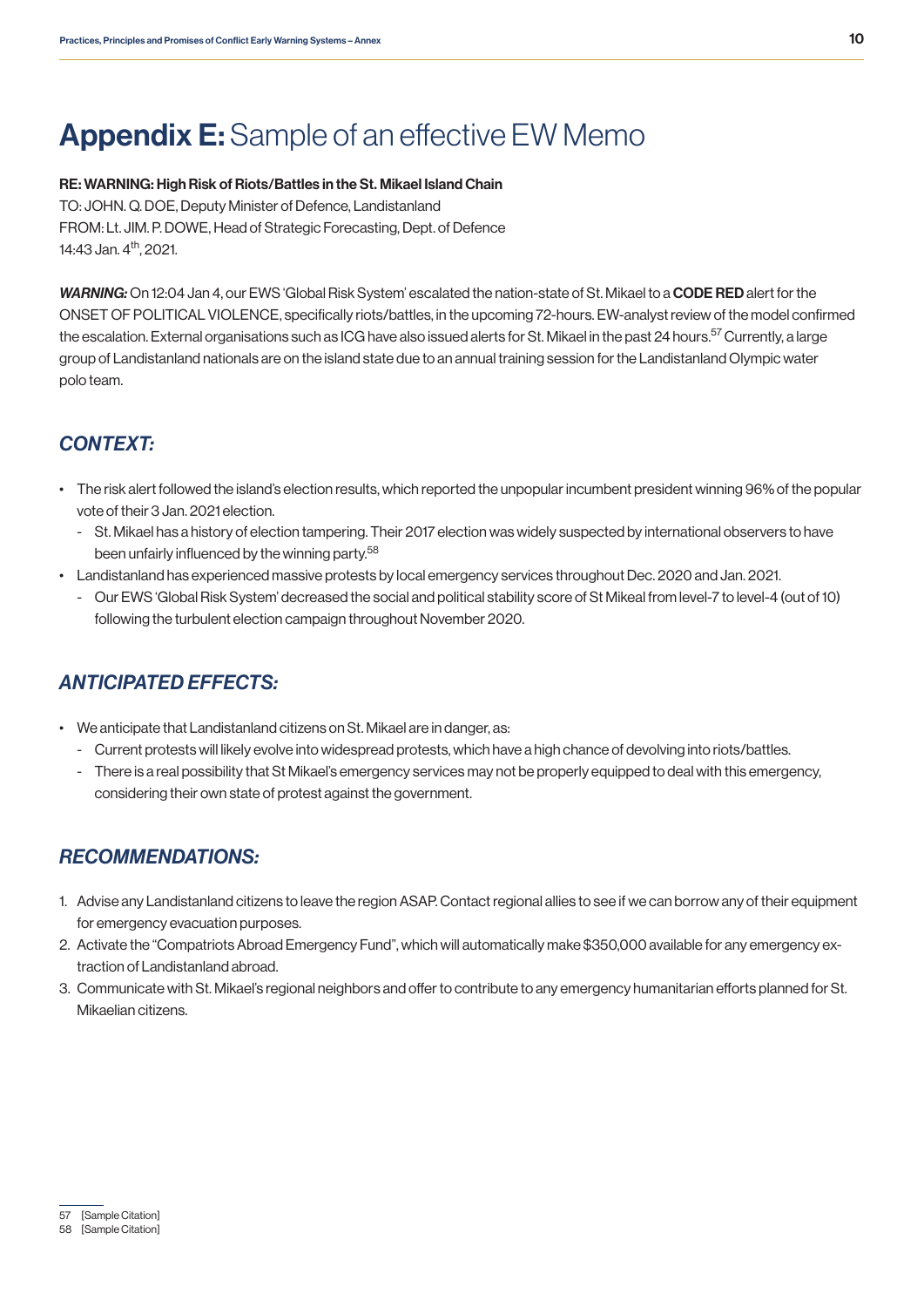# **Appendix E:** Sample of an effective EW Memo

**RE: WARNING: High Risk of Riots/Battles in the St. Mikael Island Chain**
TO: JOHN. Q. DOE, Deputy Minister of Defence, Landistanland
FROM: Lt. JIM. P. DOWE, Head of Strategic Forecasting, Dept. of Defence
14:43 Jan. 4th, 2021.

***WARNING:*** On 12:04 Jan 4, our EWS 'Global Risk System' escalated the nation-state of St. Mikael to a **CODE RED** alert for the ONSET OF POLITICAL VIOLENCE, specifically riots/battles, in the upcoming 72-hours. EW-analyst review of the model confirmed the escalation. External organisations such as ICG have also issued alerts for St. Mikael in the past 24 hours.[57] Currently, a large group of Landistanland nationals are on the island state due to an annual training session for the Landistanland Olympic water polo team.

## *CONTEXT:*

- The risk alert followed the island's election results, which reported the unpopular incumbent president winning 96% of the popular vote of their 3 Jan. 2021 election.
  - St. Mikael has a history of election tampering. Their 2017 election was widely suspected by international observers to have been unfairly influenced by the winning party.[58]
- Landistanland has experienced massive protests by local emergency services throughout Dec. 2020 and Jan. 2021.
  - Our EWS 'Global Risk System' decreased the social and political stability score of St Mikeal from level-7 to level-4 (out of 10) following the turbulent election campaign throughout November 2020.

## *ANTICIPATED EFFECTS:*

- We anticipate that Landistanland citizens on St. Mikael are in danger, as:
  - Current protests will likely evolve into widespread protests, which have a high chance of devolving into riots/battles.
  - There is a real possibility that St Mikael's emergency services may not be properly equipped to deal with this emergency, considering their own state of protest against the government.

## *RECOMMENDATIONS:*

1. Advise any Landistanland citizens to leave the region ASAP. Contact regional allies to see if we can borrow any of their equipment for emergency evacuation purposes.
2. Activate the "Compatriots Abroad Emergency Fund", which will automatically make $350,000 available for any emergency extraction of Landistanland abroad.
3. Communicate with St. Mikael's regional neighbors and offer to contribute to any emergency humanitarian efforts planned for St. Mikaelian citizens.

57 [Sample Citation]
58 [Sample Citation]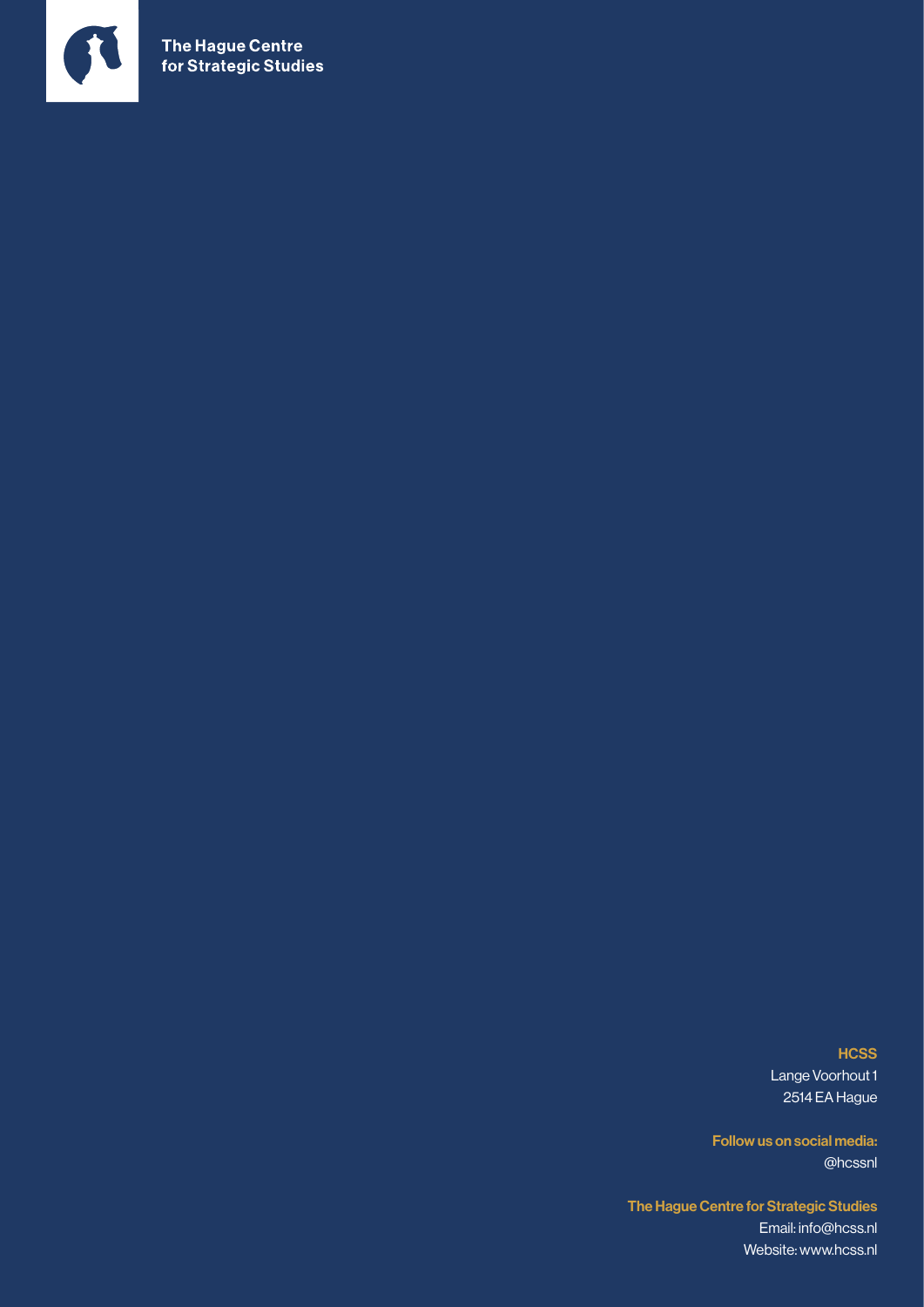The Hague Centre for Strategic Studies

**HCSS**
Lange Voorhout 1
2514 EA Hague

**Follow us on social media:**
@hcssnl

**The Hague Centre for Strategic Studies**
Email: info@hcss.nl
Website: www.hcss.nl